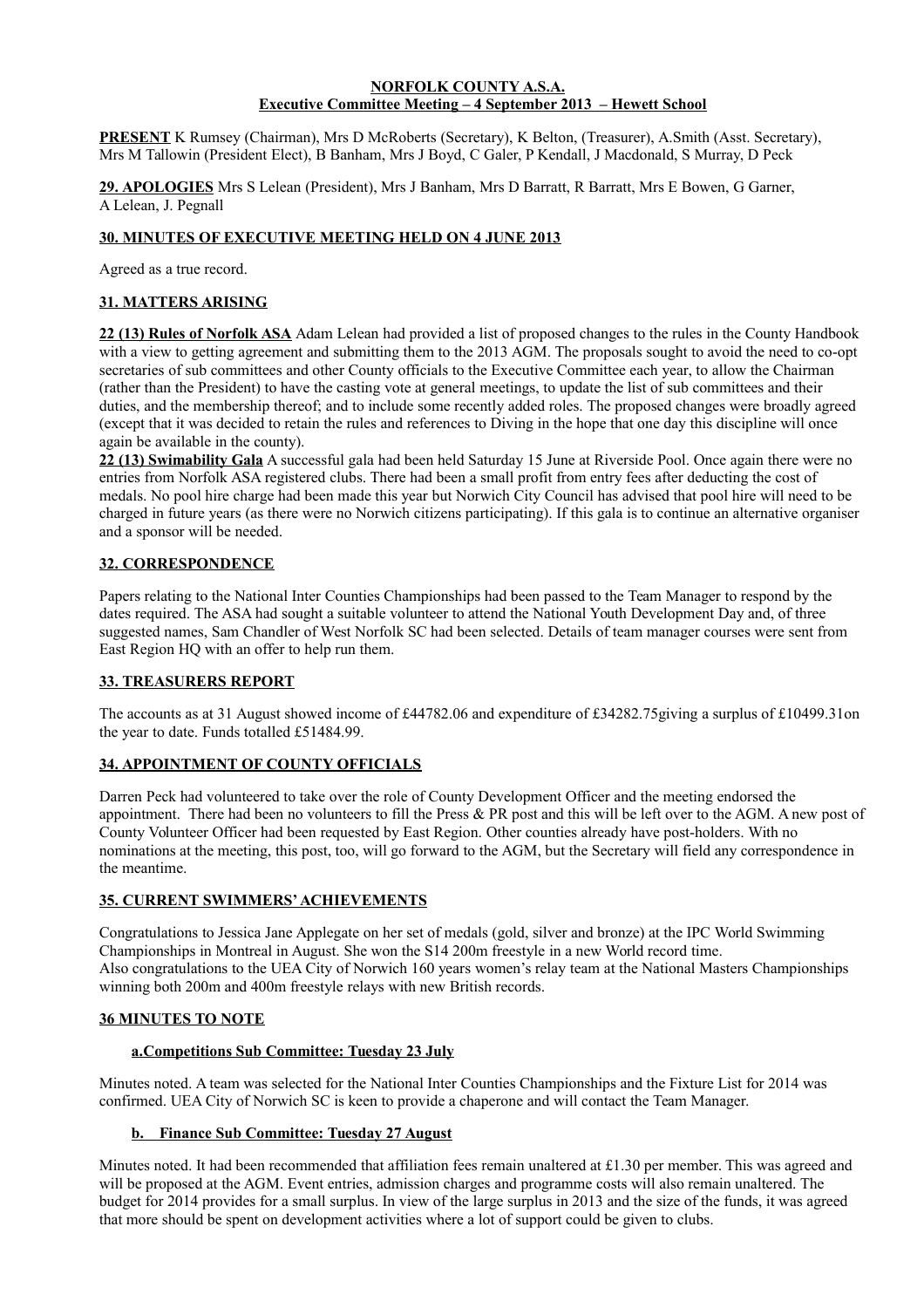**NORFOLK COUNTY A.S.A.**
**Executive Committee Meeting – 4 September 2013 – Hewett School**

**PRESENT** K Rumsey (Chairman), Mrs D McRoberts (Secretary), K Belton, (Treasurer), A.Smith (Asst. Secretary), Mrs M Tallowin (President Elect), B Banham, Mrs J Boyd, C Galer, P Kendall, J Macdonald, S Murray, D Peck

**29. APOLOGIES** Mrs S Lelean (President), Mrs J Banham, Mrs D Barratt, R Barratt, Mrs E Bowen, G Garner, A Lelean, J. Pegnall

## 30. MINUTES OF EXECUTIVE MEETING HELD ON 4 JUNE 2013

Agreed as a true record.

## 31. MATTERS ARISING

**22 (13) Rules of Norfolk ASA** Adam Lelean had provided a list of proposed changes to the rules in the County Handbook with a view to getting agreement and submitting them to the 2013 AGM. The proposals sought to avoid the need to co-opt secretaries of sub committees and other County officials to the Executive Committee each year, to allow the Chairman (rather than the President) to have the casting vote at general meetings, to update the list of sub committees and their duties, and the membership thereof; and to include some recently added roles. The proposed changes were broadly agreed (except that it was decided to retain the rules and references to Diving in the hope that one day this discipline will once again be available in the county).

**22 (13) Swimability Gala** A successful gala had been held Saturday 15 June at Riverside Pool. Once again there were no entries from Norfolk ASA registered clubs. There had been a small profit from entry fees after deducting the cost of medals. No pool hire charge had been made this year but Norwich City Council has advised that pool hire will need to be charged in future years (as there were no Norwich citizens participating). If this gala is to continue an alternative organiser and a sponsor will be needed.

## 32. CORRESPONDENCE

Papers relating to the National Inter Counties Championships had been passed to the Team Manager to respond by the dates required. The ASA had sought a suitable volunteer to attend the National Youth Development Day and, of three suggested names, Sam Chandler of West Norfolk SC had been selected. Details of team manager courses were sent from East Region HQ with an offer to help run them.

## 33. TREASURERS REPORT

The accounts as at 31 August showed income of £44782.06 and expenditure of £34282.75giving a surplus of £10499.31on the year to date. Funds totalled £51484.99.

## 34. APPOINTMENT OF COUNTY OFFICIALS

Darren Peck had volunteered to take over the role of County Development Officer and the meeting endorsed the appointment. There had been no volunteers to fill the Press & PR post and this will be left over to the AGM. A new post of County Volunteer Officer had been requested by East Region. Other counties already have post-holders. With no nominations at the meeting, this post, too, will go forward to the AGM, but the Secretary will field any correspondence in the meantime.

## 35. CURRENT SWIMMERS' ACHIEVEMENTS

Congratulations to Jessica Jane Applegate on her set of medals (gold, silver and bronze) at the IPC World Swimming Championships in Montreal in August. She won the S14 200m freestyle in a new World record time.
Also congratulations to the UEA City of Norwich 160 years women's relay team at the National Masters Championships winning both 200m and 400m freestyle relays with new British records.

## 36 MINUTES TO NOTE

### a.Competitions Sub Committee: Tuesday 23 July

Minutes noted. A team was selected for the National Inter Counties Championships and the Fixture List for 2014 was confirmed. UEA City of Norwich SC is keen to provide a chaperone and will contact the Team Manager.

### b. Finance Sub Committee: Tuesday 27 August

Minutes noted. It had been recommended that affiliation fees remain unaltered at £1.30 per member. This was agreed and will be proposed at the AGM. Event entries, admission charges and programme costs will also remain unaltered. The budget for 2014 provides for a small surplus. In view of the large surplus in 2013 and the size of the funds, it was agreed that more should be spent on development activities where a lot of support could be given to clubs.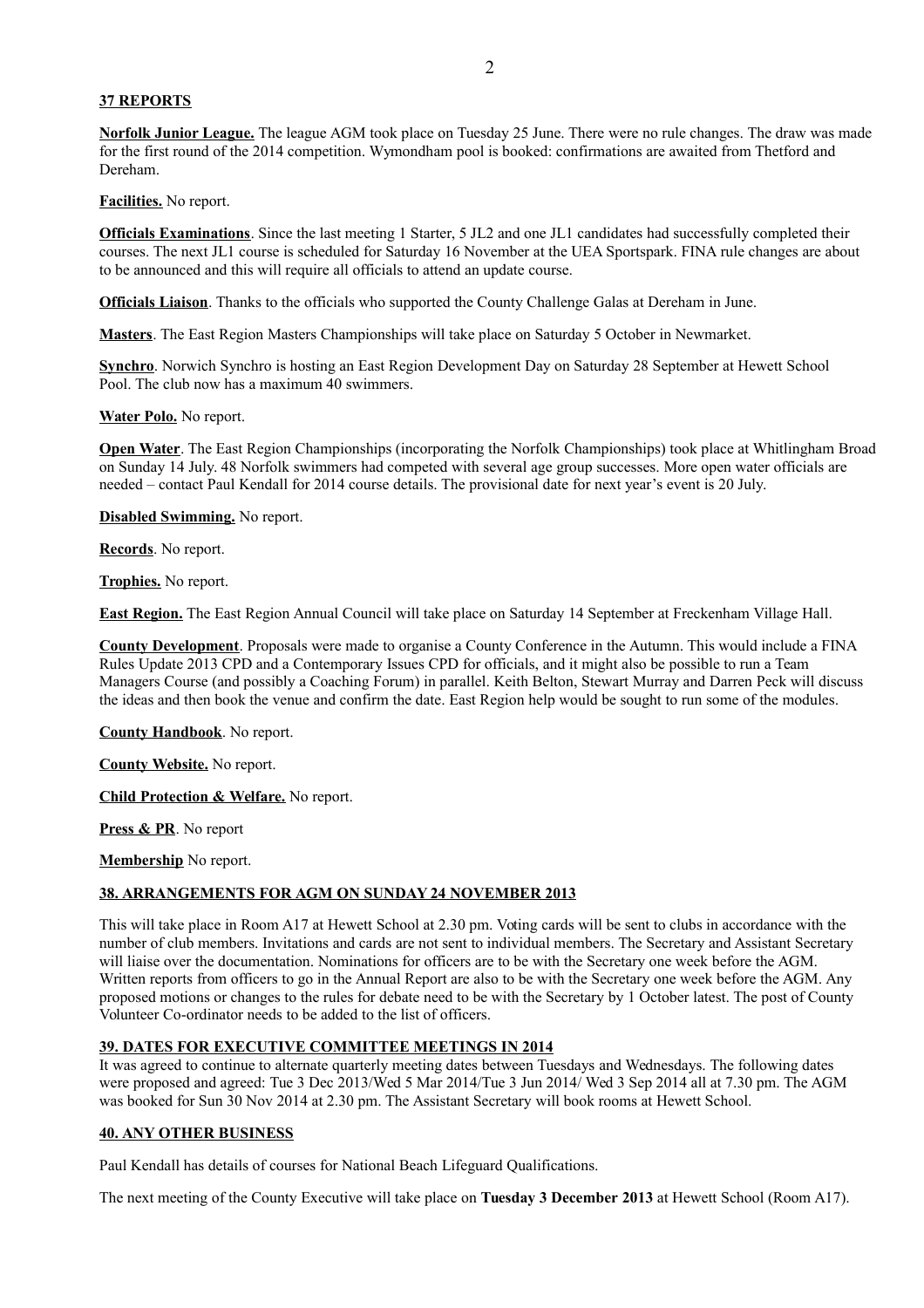## 37 REPORTS

**Norfolk Junior League.** The league AGM took place on Tuesday 25 June. There were no rule changes. The draw was made for the first round of the 2014 competition. Wymondham pool is booked: confirmations are awaited from Thetford and Dereham.

**Facilities.** No report.

**Officials Examinations**. Since the last meeting 1 Starter, 5 JL2 and one JL1 candidates had successfully completed their courses. The next JL1 course is scheduled for Saturday 16 November at the UEA Sportspark. FINA rule changes are about to be announced and this will require all officials to attend an update course.

**Officials Liaison**. Thanks to the officials who supported the County Challenge Galas at Dereham in June.

**Masters**. The East Region Masters Championships will take place on Saturday 5 October in Newmarket.

**Synchro**. Norwich Synchro is hosting an East Region Development Day on Saturday 28 September at Hewett School Pool. The club now has a maximum 40 swimmers.

**Water Polo.** No report.

**Open Water**. The East Region Championships (incorporating the Norfolk Championships) took place at Whitlingham Broad on Sunday 14 July. 48 Norfolk swimmers had competed with several age group successes. More open water officials are needed – contact Paul Kendall for 2014 course details. The provisional date for next year's event is 20 July.

**Disabled Swimming.** No report.

**Records**. No report.

**Trophies.** No report.

**East Region.** The East Region Annual Council will take place on Saturday 14 September at Freckenham Village Hall.

**County Development**. Proposals were made to organise a County Conference in the Autumn. This would include a FINA Rules Update 2013 CPD and a Contemporary Issues CPD for officials, and it might also be possible to run a Team Managers Course (and possibly a Coaching Forum) in parallel. Keith Belton, Stewart Murray and Darren Peck will discuss the ideas and then book the venue and confirm the date. East Region help would be sought to run some of the modules.

**County Handbook**. No report.

**County Website.** No report.

**Child Protection & Welfare.** No report.

**Press & PR**. No report

**Membership** No report.

## 38. ARRANGEMENTS FOR AGM ON SUNDAY 24 NOVEMBER 2013

This will take place in Room A17 at Hewett School at 2.30 pm. Voting cards will be sent to clubs in accordance with the number of club members. Invitations and cards are not sent to individual members. The Secretary and Assistant Secretary will liaise over the documentation. Nominations for officers are to be with the Secretary one week before the AGM. Written reports from officers to go in the Annual Report are also to be with the Secretary one week before the AGM. Any proposed motions or changes to the rules for debate need to be with the Secretary by 1 October latest. The post of County Volunteer Co-ordinator needs to be added to the list of officers.

## 39. DATES FOR EXECUTIVE COMMITTEE MEETINGS IN 2014

It was agreed to continue to alternate quarterly meeting dates between Tuesdays and Wednesdays. The following dates were proposed and agreed: Tue 3 Dec 2013/Wed 5 Mar 2014/Tue 3 Jun 2014/ Wed 3 Sep 2014 all at 7.30 pm. The AGM was booked for Sun 30 Nov 2014 at 2.30 pm. The Assistant Secretary will book rooms at Hewett School.

## 40. ANY OTHER BUSINESS

Paul Kendall has details of courses for National Beach Lifeguard Qualifications.

The next meeting of the County Executive will take place on **Tuesday 3 December 2013** at Hewett School (Room A17).